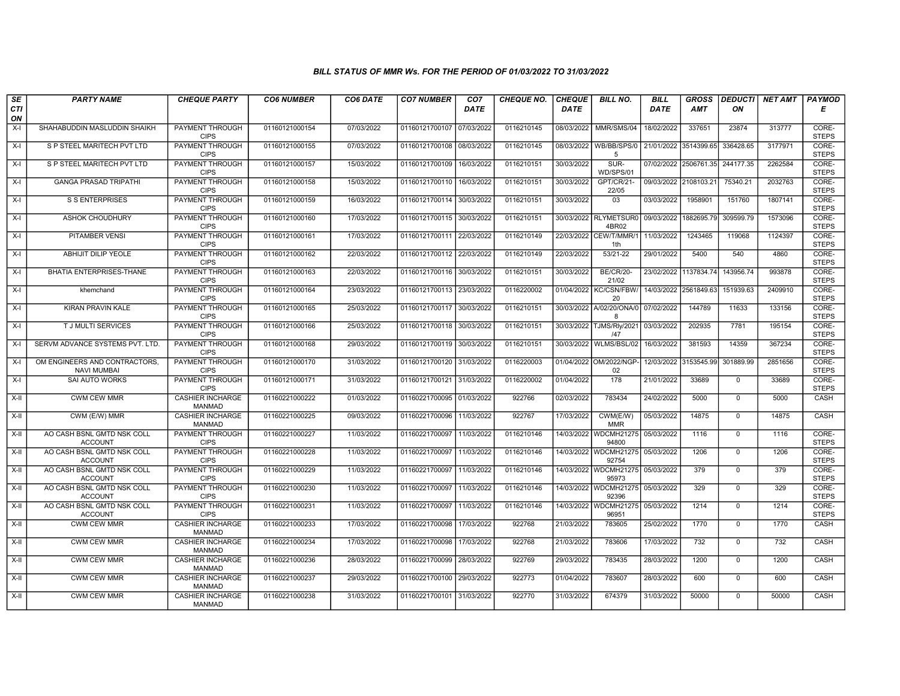### BILL STATUS OF MMR Ws. FOR THE PERIOD OF 01/03/2022 TO 31/03/2022

| SECTION | PARTY NAME | CHEQUE PARTY | CO6 NUMBER | CO6 DATE | CO7 NUMBER | CO7 DATE | CHEQUE NO. | CHEQUE DATE | BILL NO. | BILL DATE | GROSS AMT | DEDUCTION | NET AMT | PAYMODE |
|---|---|---|---|---|---|---|---|---|---|---|---|---|---|---|
| X-I | SHAHABUDDIN MASLUDDIN SHAIKH | PAYMENT THROUGH CIPS | 01160121000154 | 07/03/2022 | 01160121700107 | 07/03/2022 | 0116210145 | 08/03/2022 | MMR/SMS/04 | 18/02/2022 | 337651 | 23874 | 313777 | CORE-STEPS |
| X-I | S P STEEL MARITECH PVT LTD | PAYMENT THROUGH CIPS | 01160121000155 | 07/03/2022 | 01160121700108 | 08/03/2022 | 0116210145 | 08/03/2022 | WB/BB/SPS/05 | 21/01/2022 | 3514399.65 | 336428.65 | 3177971 | CORE-STEPS |
| X-I | S P STEEL MARITECH PVT LTD | PAYMENT THROUGH CIPS | 01160121000157 | 15/03/2022 | 01160121700109 | 16/03/2022 | 0116210151 | 30/03/2022 | SUR-WD/SPS/01 | 07/02/2022 | 2506761.35 | 244177.35 | 2262584 | CORE-STEPS |
| X-I | GANGA PRASAD TRIPATHI | PAYMENT THROUGH CIPS | 01160121000158 | 15/03/2022 | 01160121700110 | 16/03/2022 | 0116210151 | 30/03/2022 | GPT/CR/21-22/05 | 09/03/2022 | 2108103.21 | 75340.21 | 2032763 | CORE-STEPS |
| X-I | S S ENTERPRISES | PAYMENT THROUGH CIPS | 01160121000159 | 16/03/2022 | 01160121700114 | 30/03/2022 | 0116210151 | 30/03/2022 | 03 | 03/03/2022 | 1958901 | 151760 | 1807141 | CORE-STEPS |
| X-I | ASHOK CHOUDHURY | PAYMENT THROUGH CIPS | 01160121000160 | 17/03/2022 | 01160121700115 | 30/03/2022 | 0116210151 | 30/03/2022 | RLYMETSUR04BR02 | 09/03/2022 | 1882695.79 | 309599.79 | 1573096 | CORE-STEPS |
| X-I | PITAMBER VENSI | PAYMENT THROUGH CIPS | 01160121000161 | 17/03/2022 | 01160121700111 | 22/03/2022 | 0116210149 | 22/03/2022 | CEW/T/MMR/11th | 11/03/2022 | 1243465 | 119068 | 1124397 | CORE-STEPS |
| X-I | ABHIJIT DILIP YEOLE | PAYMENT THROUGH CIPS | 01160121000162 | 22/03/2022 | 01160121700112 | 22/03/2022 | 0116210149 | 22/03/2022 | 53/21-22 | 29/01/2022 | 5400 | 540 | 4860 | CORE-STEPS |
| X-I | BHATIA ENTERPRISES-THANE | PAYMENT THROUGH CIPS | 01160121000163 | 22/03/2022 | 01160121700116 | 30/03/2022 | 0116210151 | 30/03/2022 | BE/CR/20-21/02 | 23/02/2022 | 1137834.74 | 143956.74 | 993878 | CORE-STEPS |
| X-I | khemchand | PAYMENT THROUGH CIPS | 01160121000164 | 23/03/2022 | 01160121700113 | 23/03/2022 | 0116220002 | 01/04/2022 | KC/CSN/FBW/20 | 14/03/2022 | 2561849.63 | 151939.63 | 2409910 | CORE-STEPS |
| X-I | KIRAN PRAVIN KALE | PAYMENT THROUGH CIPS | 01160121000165 | 25/03/2022 | 01160121700117 | 30/03/2022 | 0116210151 | 30/03/2022 | A/02/20/ONA/08 | 07/02/2022 | 144789 | 11633 | 133156 | CORE-STEPS |
| X-I | T J MULTI SERVICES | PAYMENT THROUGH CIPS | 01160121000166 | 25/03/2022 | 01160121700118 | 30/03/2022 | 0116210151 | 30/03/2022 | TJMS/Rly/2021/47 | 03/03/2022 | 202935 | 7781 | 195154 | CORE-STEPS |
| X-I | SERVM ADVANCE SYSTEMS PVT. LTD. | PAYMENT THROUGH CIPS | 01160121000168 | 29/03/2022 | 01160121700119 | 30/03/2022 | 0116210151 | 30/03/2022 | WLMS/BSL/02 | 16/03/2022 | 381593 | 14359 | 367234 | CORE-STEPS |
| X-I | OM ENGINEERS AND CONTRACTORS, NAVI MUMBAI | PAYMENT THROUGH CIPS | 01160121000170 | 31/03/2022 | 01160121700120 | 31/03/2022 | 0116220003 | 01/04/2022 | OM/2022/NGP-02 | 12/03/2022 | 3153545.99 | 301889.99 | 2851656 | CORE-STEPS |
| X-I | SAI AUTO WORKS | PAYMENT THROUGH CIPS | 01160121000171 | 31/03/2022 | 01160121700121 | 31/03/2022 | 0116220002 | 01/04/2022 | 178 | 21/01/2022 | 33689 | 0 | 33689 | CORE-STEPS |
| X-II | CWM CEW MMR | CASHIER INCHARGE MANMAD | 01160221000222 | 01/03/2022 | 01160221700095 | 01/03/2022 | 922766 | 02/03/2022 | 783434 | 24/02/2022 | 5000 | 0 | 5000 | CASH |
| X-II | CWM (E/W) MMR | CASHIER INCHARGE MANMAD | 01160221000225 | 09/03/2022 | 01160221700096 | 11/03/2022 | 922767 | 17/03/2022 | CWM(E/W) MMR | 05/03/2022 | 14875 | 0 | 14875 | CASH |
| X-II | AO CASH BSNL GMTD NSK COLL ACCOUNT | PAYMENT THROUGH CIPS | 01160221000227 | 11/03/2022 | 01160221700097 | 11/03/2022 | 0116210146 | 14/03/2022 | WDCMH2127594800 | 05/03/2022 | 1116 | 0 | 1116 | CORE-STEPS |
| X-II | AO CASH BSNL GMTD NSK COLL ACCOUNT | PAYMENT THROUGH CIPS | 01160221000228 | 11/03/2022 | 01160221700097 | 11/03/2022 | 0116210146 | 14/03/2022 | WDCMH2127592754 | 05/03/2022 | 1206 | 0 | 1206 | CORE-STEPS |
| X-II | AO CASH BSNL GMTD NSK COLL ACCOUNT | PAYMENT THROUGH CIPS | 01160221000229 | 11/03/2022 | 01160221700097 | 11/03/2022 | 0116210146 | 14/03/2022 | WDCMH2127595973 | 05/03/2022 | 379 | 0 | 379 | CORE-STEPS |
| X-II | AO CASH BSNL GMTD NSK COLL ACCOUNT | PAYMENT THROUGH CIPS | 01160221000230 | 11/03/2022 | 01160221700097 | 11/03/2022 | 0116210146 | 14/03/2022 | WDCMH2127592396 | 05/03/2022 | 329 | 0 | 329 | CORE-STEPS |
| X-II | AO CASH BSNL GMTD NSK COLL ACCOUNT | PAYMENT THROUGH CIPS | 01160221000231 | 11/03/2022 | 01160221700097 | 11/03/2022 | 0116210146 | 14/03/2022 | WDCMH2127596951 | 05/03/2022 | 1214 | 0 | 1214 | CORE-STEPS |
| X-II | CWM CEW MMR | CASHIER INCHARGE MANMAD | 01160221000233 | 17/03/2022 | 01160221700098 | 17/03/2022 | 922768 | 21/03/2022 | 783605 | 25/02/2022 | 1770 | 0 | 1770 | CASH |
| X-II | CWM CEW MMR | CASHIER INCHARGE MANMAD | 01160221000234 | 17/03/2022 | 01160221700098 | 17/03/2022 | 922768 | 21/03/2022 | 783606 | 17/03/2022 | 732 | 0 | 732 | CASH |
| X-II | CWM CEW MMR | CASHIER INCHARGE MANMAD | 01160221000236 | 28/03/2022 | 01160221700099 | 28/03/2022 | 922769 | 29/03/2022 | 783435 | 28/03/2022 | 1200 | 0 | 1200 | CASH |
| X-II | CWM CEW MMR | CASHIER INCHARGE MANMAD | 01160221000237 | 29/03/2022 | 01160221700100 | 29/03/2022 | 922773 | 01/04/2022 | 783607 | 28/03/2022 | 600 | 0 | 600 | CASH |
| X-II | CWM CEW MMR | CASHIER INCHARGE MANMAD | 01160221000238 | 31/03/2022 | 01160221700101 | 31/03/2022 | 922770 | 31/03/2022 | 674379 | 31/03/2022 | 50000 | 0 | 50000 | CASH |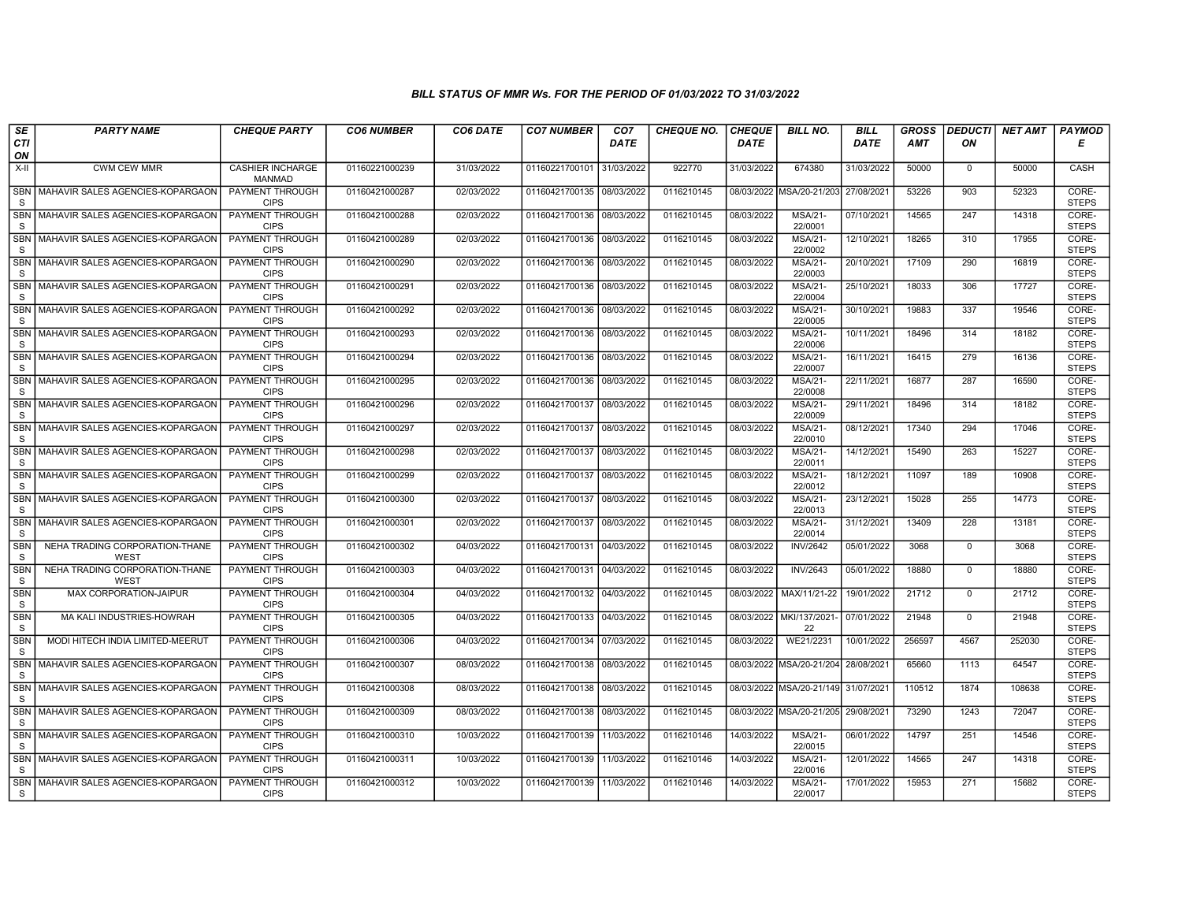### BILL STATUS OF MMR Ws. FOR THE PERIOD OF 01/03/2022 TO 31/03/2022

| SECTION | PARTY NAME | CHEQUE PARTY | CO6 NUMBER | CO6 DATE | CO7 NUMBER | CO7 DATE | CHEQUE NO. | CHEQUE DATE | BILL NO. | BILL DATE | GROSS AMT | DEDUCTION | NET AMT | PAYMODE |
|---|---|---|---|---|---|---|---|---|---|---|---|---|---|---|
| X-II | CWM CEW MMR | CASHIER INCHARGE MANMAD | 01160221000239 | 31/03/2022 | 01160221700101 | 31/03/2022 | 922770 | 31/03/2022 | 674380 | 31/03/2022 | 50000 | 0 | 50000 | CASH |
| SBNS | MAHAVIR SALES AGENCIES-KOPARGAON | PAYMENT THROUGH CIPS | 01160421000287 | 02/03/2022 | 01160421700135 | 08/03/2022 | 0116210145 | 08/03/2022 | MSA/20-21/203 | 27/08/2021 | 53226 | 903 | 52323 | CORE-STEPS |
| SBNS | MAHAVIR SALES AGENCIES-KOPARGAON | PAYMENT THROUGH CIPS | 01160421000288 | 02/03/2022 | 01160421700136 | 08/03/2022 | 0116210145 | 08/03/2022 | MSA/21-22/0001 | 07/10/2021 | 14565 | 247 | 14318 | CORE-STEPS |
| SBNS | MAHAVIR SALES AGENCIES-KOPARGAON | PAYMENT THROUGH CIPS | 01160421000289 | 02/03/2022 | 01160421700136 | 08/03/2022 | 0116210145 | 08/03/2022 | MSA/21-22/0002 | 12/10/2021 | 18265 | 310 | 17955 | CORE-STEPS |
| SBNS | MAHAVIR SALES AGENCIES-KOPARGAON | PAYMENT THROUGH CIPS | 01160421000290 | 02/03/2022 | 01160421700136 | 08/03/2022 | 0116210145 | 08/03/2022 | MSA/21-22/0003 | 20/10/2021 | 17109 | 290 | 16819 | CORE-STEPS |
| SBNS | MAHAVIR SALES AGENCIES-KOPARGAON | PAYMENT THROUGH CIPS | 01160421000291 | 02/03/2022 | 01160421700136 | 08/03/2022 | 0116210145 | 08/03/2022 | MSA/21-22/0004 | 25/10/2021 | 18033 | 306 | 17727 | CORE-STEPS |
| SBNS | MAHAVIR SALES AGENCIES-KOPARGAON | PAYMENT THROUGH CIPS | 01160421000292 | 02/03/2022 | 01160421700136 | 08/03/2022 | 0116210145 | 08/03/2022 | MSA/21-22/0005 | 30/10/2021 | 19883 | 337 | 19546 | CORE-STEPS |
| SBNS | MAHAVIR SALES AGENCIES-KOPARGAON | PAYMENT THROUGH CIPS | 01160421000293 | 02/03/2022 | 01160421700136 | 08/03/2022 | 0116210145 | 08/03/2022 | MSA/21-22/0006 | 10/11/2021 | 18496 | 314 | 18182 | CORE-STEPS |
| SBNS | MAHAVIR SALES AGENCIES-KOPARGAON | PAYMENT THROUGH CIPS | 01160421000294 | 02/03/2022 | 01160421700136 | 08/03/2022 | 0116210145 | 08/03/2022 | MSA/21-22/0007 | 16/11/2021 | 16415 | 279 | 16136 | CORE-STEPS |
| SBNS | MAHAVIR SALES AGENCIES-KOPARGAON | PAYMENT THROUGH CIPS | 01160421000295 | 02/03/2022 | 01160421700136 | 08/03/2022 | 0116210145 | 08/03/2022 | MSA/21-22/0008 | 22/11/2021 | 16877 | 287 | 16590 | CORE-STEPS |
| SBNS | MAHAVIR SALES AGENCIES-KOPARGAON | PAYMENT THROUGH CIPS | 01160421000296 | 02/03/2022 | 01160421700137 | 08/03/2022 | 0116210145 | 08/03/2022 | MSA/21-22/0009 | 29/11/2021 | 18496 | 314 | 18182 | CORE-STEPS |
| SBNS | MAHAVIR SALES AGENCIES-KOPARGAON | PAYMENT THROUGH CIPS | 01160421000297 | 02/03/2022 | 01160421700137 | 08/03/2022 | 0116210145 | 08/03/2022 | MSA/21-22/0010 | 08/12/2021 | 17340 | 294 | 17046 | CORE-STEPS |
| SBNS | MAHAVIR SALES AGENCIES-KOPARGAON | PAYMENT THROUGH CIPS | 01160421000298 | 02/03/2022 | 01160421700137 | 08/03/2022 | 0116210145 | 08/03/2022 | MSA/21-22/0011 | 14/12/2021 | 15490 | 263 | 15227 | CORE-STEPS |
| SBNS | MAHAVIR SALES AGENCIES-KOPARGAON | PAYMENT THROUGH CIPS | 01160421000299 | 02/03/2022 | 01160421700137 | 08/03/2022 | 0116210145 | 08/03/2022 | MSA/21-22/0012 | 18/12/2021 | 11097 | 189 | 10908 | CORE-STEPS |
| SBNS | MAHAVIR SALES AGENCIES-KOPARGAON | PAYMENT THROUGH CIPS | 01160421000300 | 02/03/2022 | 01160421700137 | 08/03/2022 | 0116210145 | 08/03/2022 | MSA/21-22/0013 | 23/12/2021 | 15028 | 255 | 14773 | CORE-STEPS |
| SBNS | MAHAVIR SALES AGENCIES-KOPARGAON | PAYMENT THROUGH CIPS | 01160421000301 | 02/03/2022 | 01160421700137 | 08/03/2022 | 0116210145 | 08/03/2022 | MSA/21-22/0014 | 31/12/2021 | 13409 | 228 | 13181 | CORE-STEPS |
| SBNS | NEHA TRADING CORPORATION-THANE WEST | PAYMENT THROUGH CIPS | 01160421000302 | 04/03/2022 | 01160421700131 | 04/03/2022 | 0116210145 | 08/03/2022 | INV/2642 | 05/01/2022 | 3068 | 0 | 3068 | CORE-STEPS |
| SBNS | NEHA TRADING CORPORATION-THANE WEST | PAYMENT THROUGH CIPS | 01160421000303 | 04/03/2022 | 01160421700131 | 04/03/2022 | 0116210145 | 08/03/2022 | INV/2643 | 05/01/2022 | 18880 | 0 | 18880 | CORE-STEPS |
| SBNS | MAX CORPORATION-JAIPUR | PAYMENT THROUGH CIPS | 01160421000304 | 04/03/2022 | 01160421700132 | 04/03/2022 | 0116210145 | 08/03/2022 | MAX/11/21-22 | 19/01/2022 | 21712 | 0 | 21712 | CORE-STEPS |
| SBNS | MA KALI INDUSTRIES-HOWRAH | PAYMENT THROUGH CIPS | 01160421000305 | 04/03/2022 | 01160421700133 | 04/03/2022 | 0116210145 | 08/03/2022 | MKI/137/2021-22 | 07/01/2022 | 21948 | 0 | 21948 | CORE-STEPS |
| SBNS | MODI HITECH INDIA LIMITED-MEERUT | PAYMENT THROUGH CIPS | 01160421000306 | 04/03/2022 | 01160421700134 | 07/03/2022 | 0116210145 | 08/03/2022 | WE21/2231 | 10/01/2022 | 256597 | 4567 | 252030 | CORE-STEPS |
| SBNS | MAHAVIR SALES AGENCIES-KOPARGAON | PAYMENT THROUGH CIPS | 01160421000307 | 08/03/2022 | 01160421700138 | 08/03/2022 | 0116210145 | 08/03/2022 | MSA/20-21/204 | 28/08/2021 | 65660 | 1113 | 64547 | CORE-STEPS |
| SBNS | MAHAVIR SALES AGENCIES-KOPARGAON | PAYMENT THROUGH CIPS | 01160421000308 | 08/03/2022 | 01160421700138 | 08/03/2022 | 0116210145 | 08/03/2022 | MSA/20-21/149 | 31/07/2021 | 110512 | 1874 | 108638 | CORE-STEPS |
| SBNS | MAHAVIR SALES AGENCIES-KOPARGAON | PAYMENT THROUGH CIPS | 01160421000309 | 08/03/2022 | 01160421700138 | 08/03/2022 | 0116210145 | 08/03/2022 | MSA/20-21/205 | 29/08/2021 | 73290 | 1243 | 72047 | CORE-STEPS |
| SBNS | MAHAVIR SALES AGENCIES-KOPARGAON | PAYMENT THROUGH CIPS | 01160421000310 | 10/03/2022 | 01160421700139 | 11/03/2022 | 0116210146 | 14/03/2022 | MSA/21-22/0015 | 06/01/2022 | 14797 | 251 | 14546 | CORE-STEPS |
| SBNS | MAHAVIR SALES AGENCIES-KOPARGAON | PAYMENT THROUGH CIPS | 01160421000311 | 10/03/2022 | 01160421700139 | 11/03/2022 | 0116210146 | 14/03/2022 | MSA/21-22/0016 | 12/01/2022 | 14565 | 247 | 14318 | CORE-STEPS |
| SBNS | MAHAVIR SALES AGENCIES-KOPARGAON | PAYMENT THROUGH CIPS | 01160421000312 | 10/03/2022 | 01160421700139 | 11/03/2022 | 0116210146 | 14/03/2022 | MSA/21-22/0017 | 17/01/2022 | 15953 | 271 | 15682 | CORE-STEPS |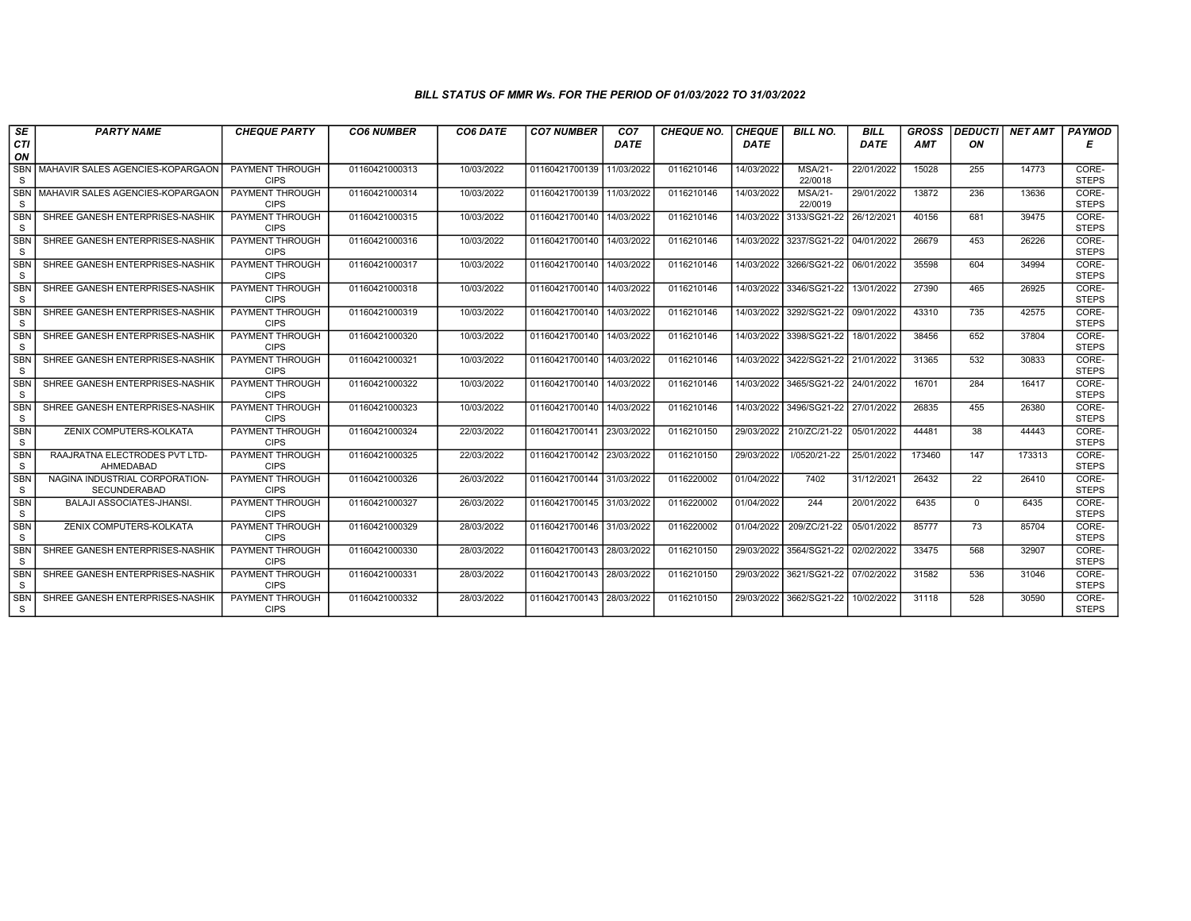# BILL STATUS OF MMR Ws. FOR THE PERIOD OF 01/03/2022 TO 31/03/2022

| SECTION | PARTY NAME | CHEQUE PARTY | CO6 NUMBER | CO6 DATE | CO7 NUMBER | CO7 DATE | CHEQUE NO. | CHEQUE DATE | BILL NO. | BILL DATE | GROSS AMT | DEDUCTION | NET AMT | PAYMODE |
|---|---|---|---|---|---|---|---|---|---|---|---|---|---|---|
| SBNS | MAHAVIR SALES AGENCIES-KOPARGAON | PAYMENT THROUGH CIPS | 01160421000313 | 10/03/2022 | 01160421700139 | 11/03/2022 | 0116210146 | 14/03/2022 | MSA/21-22/0018 | 22/01/2022 | 15028 | 255 | 14773 | CORE-STEPS |
| SBNS | MAHAVIR SALES AGENCIES-KOPARGAON | PAYMENT THROUGH CIPS | 01160421000314 | 10/03/2022 | 01160421700139 | 11/03/2022 | 0116210146 | 14/03/2022 | MSA/21-22/0019 | 29/01/2022 | 13872 | 236 | 13636 | CORE-STEPS |
| SBNS | SHREE GANESH ENTERPRISES-NASHIK | PAYMENT THROUGH CIPS | 01160421000315 | 10/03/2022 | 01160421700140 | 14/03/2022 | 0116210146 | 14/03/2022 | 3133/SG21-22 | 26/12/2021 | 40156 | 681 | 39475 | CORE-STEPS |
| SBNS | SHREE GANESH ENTERPRISES-NASHIK | PAYMENT THROUGH CIPS | 01160421000316 | 10/03/2022 | 01160421700140 | 14/03/2022 | 0116210146 | 14/03/2022 | 3237/SG21-22 | 04/01/2022 | 26679 | 453 | 26226 | CORE-STEPS |
| SBNS | SHREE GANESH ENTERPRISES-NASHIK | PAYMENT THROUGH CIPS | 01160421000317 | 10/03/2022 | 01160421700140 | 14/03/2022 | 0116210146 | 14/03/2022 | 3266/SG21-22 | 06/01/2022 | 35598 | 604 | 34994 | CORE-STEPS |
| SBNS | SHREE GANESH ENTERPRISES-NASHIK | PAYMENT THROUGH CIPS | 01160421000318 | 10/03/2022 | 01160421700140 | 14/03/2022 | 0116210146 | 14/03/2022 | 3346/SG21-22 | 13/01/2022 | 27390 | 465 | 26925 | CORE-STEPS |
| SBNS | SHREE GANESH ENTERPRISES-NASHIK | PAYMENT THROUGH CIPS | 01160421000319 | 10/03/2022 | 01160421700140 | 14/03/2022 | 0116210146 | 14/03/2022 | 3292/SG21-22 | 09/01/2022 | 43310 | 735 | 42575 | CORE-STEPS |
| SBNS | SHREE GANESH ENTERPRISES-NASHIK | PAYMENT THROUGH CIPS | 01160421000320 | 10/03/2022 | 01160421700140 | 14/03/2022 | 0116210146 | 14/03/2022 | 3398/SG21-22 | 18/01/2022 | 38456 | 652 | 37804 | CORE-STEPS |
| SBNS | SHREE GANESH ENTERPRISES-NASHIK | PAYMENT THROUGH CIPS | 01160421000321 | 10/03/2022 | 01160421700140 | 14/03/2022 | 0116210146 | 14/03/2022 | 3422/SG21-22 | 21/01/2022 | 31365 | 532 | 30833 | CORE-STEPS |
| SBNS | SHREE GANESH ENTERPRISES-NASHIK | PAYMENT THROUGH CIPS | 01160421000322 | 10/03/2022 | 01160421700140 | 14/03/2022 | 0116210146 | 14/03/2022 | 3465/SG21-22 | 24/01/2022 | 16701 | 284 | 16417 | CORE-STEPS |
| SBNS | SHREE GANESH ENTERPRISES-NASHIK | PAYMENT THROUGH CIPS | 01160421000323 | 10/03/2022 | 01160421700140 | 14/03/2022 | 0116210146 | 14/03/2022 | 3496/SG21-22 | 27/01/2022 | 26835 | 455 | 26380 | CORE-STEPS |
| SBNS | ZENIX COMPUTERS-KOLKATA | PAYMENT THROUGH CIPS | 01160421000324 | 22/03/2022 | 01160421700141 | 23/03/2022 | 0116210150 | 29/03/2022 | 210/ZC/21-22 | 05/01/2022 | 44481 | 38 | 44443 | CORE-STEPS |
| SBNS | RAAJRATNA ELECTRODES PVT LTD-AHMEDABAD | PAYMENT THROUGH CIPS | 01160421000325 | 22/03/2022 | 01160421700142 | 23/03/2022 | 0116210150 | 29/03/2022 | I/0520/21-22 | 25/01/2022 | 173460 | 147 | 173313 | CORE-STEPS |
| SBNS | NAGINA INDUSTRIAL CORPORATION-SECUNDERABAD | PAYMENT THROUGH CIPS | 01160421000326 | 26/03/2022 | 01160421700144 | 31/03/2022 | 0116220002 | 01/04/2022 | 7402 | 31/12/2021 | 26432 | 22 | 26410 | CORE-STEPS |
| SBNS | BALAJI ASSOCIATES-JHANSI. | PAYMENT THROUGH CIPS | 01160421000327 | 26/03/2022 | 01160421700145 | 31/03/2022 | 0116220002 | 01/04/2022 | 244 | 20/01/2022 | 6435 | 0 | 6435 | CORE-STEPS |
| SBNS | ZENIX COMPUTERS-KOLKATA | PAYMENT THROUGH CIPS | 01160421000329 | 28/03/2022 | 01160421700146 | 31/03/2022 | 0116220002 | 01/04/2022 | 209/ZC/21-22 | 05/01/2022 | 85777 | 73 | 85704 | CORE-STEPS |
| SBNS | SHREE GANESH ENTERPRISES-NASHIK | PAYMENT THROUGH CIPS | 01160421000330 | 28/03/2022 | 01160421700143 | 28/03/2022 | 0116210150 | 29/03/2022 | 3564/SG21-22 | 02/02/2022 | 33475 | 568 | 32907 | CORE-STEPS |
| SBNS | SHREE GANESH ENTERPRISES-NASHIK | PAYMENT THROUGH CIPS | 01160421000331 | 28/03/2022 | 01160421700143 | 28/03/2022 | 0116210150 | 29/03/2022 | 3621/SG21-22 | 07/02/2022 | 31582 | 536 | 31046 | CORE-STEPS |
| SBNS | SHREE GANESH ENTERPRISES-NASHIK | PAYMENT THROUGH CIPS | 01160421000332 | 28/03/2022 | 01160421700143 | 28/03/2022 | 0116210150 | 29/03/2022 | 3662/SG21-22 | 10/02/2022 | 31118 | 528 | 30590 | CORE-STEPS |